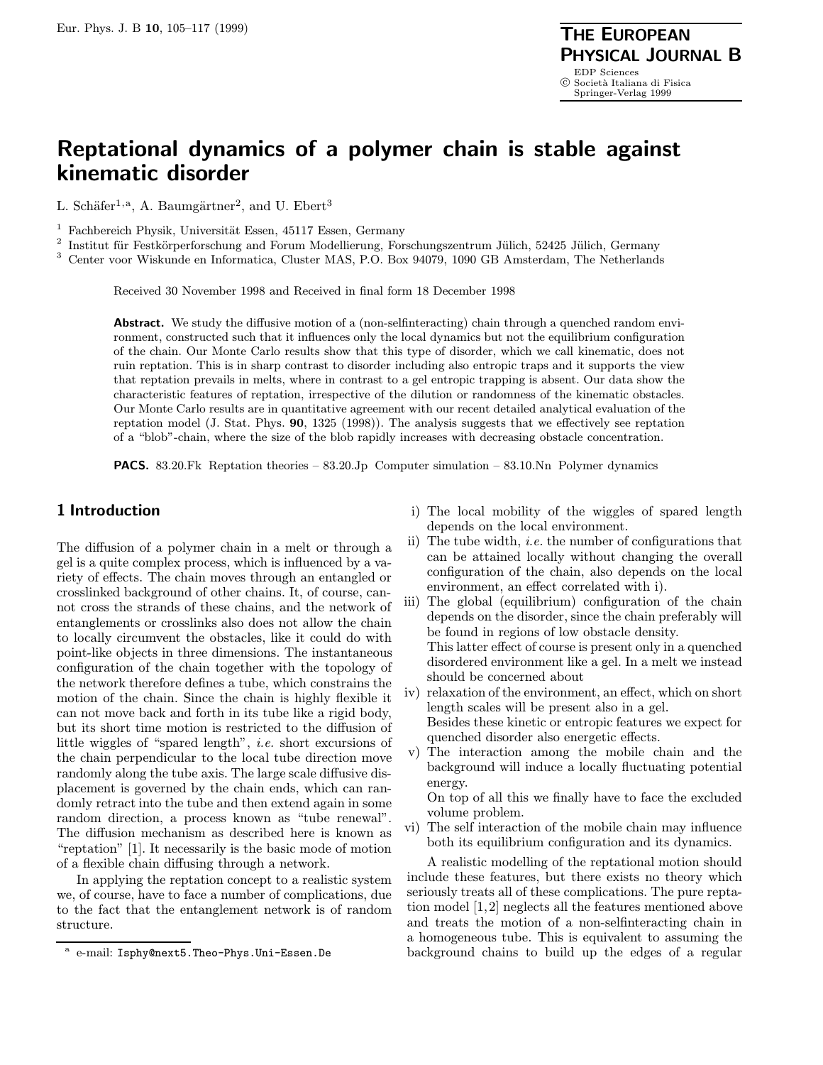# Reptational dynamics of a polymer chain is stable against kinematic disorder

L. Schäfer[1,a], A. Baumgärtner[2], and U. Ebert[3]

[1] Fachbereich Physik, Universität Essen, 45117 Essen, Germany

[2] Institut für Festkörperforschung and Forum Modellierung, Forschungszentrum Jülich, 52425 Jülich, Germany

[3] Center voor Wiskunde en Informatica, Cluster MAS, P.O. Box 94079, 1090 GB Amsterdam, The Netherlands

Received 30 November 1998 and Received in final form 18 December 1998

**Abstract.** We study the diffusive motion of a (non-selfinteracting) chain through a quenched random environment, constructed such that it influences only the local dynamics but not the equilibrium configuration of the chain. Our Monte Carlo results show that this type of disorder, which we call kinematic, does not ruin reptation. This is in sharp contrast to disorder including also entropic traps and it supports the view that reptation prevails in melts, where in contrast to a gel entropic trapping is absent. Our data show the characteristic features of reptation, irrespective of the dilution or randomness of the kinematic obstacles. Our Monte Carlo results are in quantitative agreement with our recent detailed analytical evaluation of the reptation model (J. Stat. Phys. **90**, 1325 (1998)). The analysis suggests that we effectively see reptation of a "blob"-chain, where the size of the blob rapidly increases with decreasing obstacle concentration.

**PACS.** 83.20.Fk Reptation theories – 83.20.Jp Computer simulation – 83.10.Nn Polymer dynamics

## 1 Introduction

The diffusion of a polymer chain in a melt or through a gel is a quite complex process, which is influenced by a variety of effects. The chain moves through an entangled or crosslinked background of other chains. It, of course, cannot cross the strands of these chains, and the network of entanglements or crosslinks also does not allow the chain to locally circumvent the obstacles, like it could do with point-like objects in three dimensions. The instantaneous configuration of the chain together with the topology of the network therefore defines a tube, which constrains the motion of the chain. Since the chain is highly flexible it can not move back and forth in its tube like a rigid body, but its short time motion is restricted to the diffusion of little wiggles of "spared length", *i.e.* short excursions of the chain perpendicular to the local tube direction move randomly along the tube axis. The large scale diffusive displacement is governed by the chain ends, which can randomly retract into the tube and then extend again in some random direction, a process known as "tube renewal". The diffusion mechanism as described here is known as "reptation" [1]. It necessarily is the basic mode of motion of a flexible chain diffusing through a network.

In applying the reptation concept to a realistic system we, of course, have to face a number of complications, due to the fact that the entanglement network is of random structure.

i) The local mobility of the wiggles of spared length depends on the local environment.

ii) The tube width, *i.e.* the number of configurations that can be attained locally without changing the overall configuration of the chain, also depends on the local environment, an effect correlated with i).

iii) The global (equilibrium) configuration of the chain depends on the disorder, since the chain preferably will be found in regions of low obstacle density.

This latter effect of course is present only in a quenched disordered environment like a gel. In a melt we instead should be concerned about

iv) relaxation of the environment, an effect, which on short length scales will be present also in a gel.

Besides these kinetic or entropic features we expect for quenched disorder also energetic effects.

v) The interaction among the mobile chain and the background will induce a locally fluctuating potential energy.

On top of all this we finally have to face the excluded volume problem.

vi) The self interaction of the mobile chain may influence both its equilibrium configuration and its dynamics.

A realistic modelling of the reptational motion should include these features, but there exists no theory which seriously treats all of these complications. The pure reptation model [1,2] neglects all the features mentioned above and treats the motion of a non-selfinteracting chain in a homogeneous tube. This is equivalent to assuming the background chains to build up the edges of a regular

[a] e-mail: Isphy@next5.Theo-Phys.Uni-Essen.De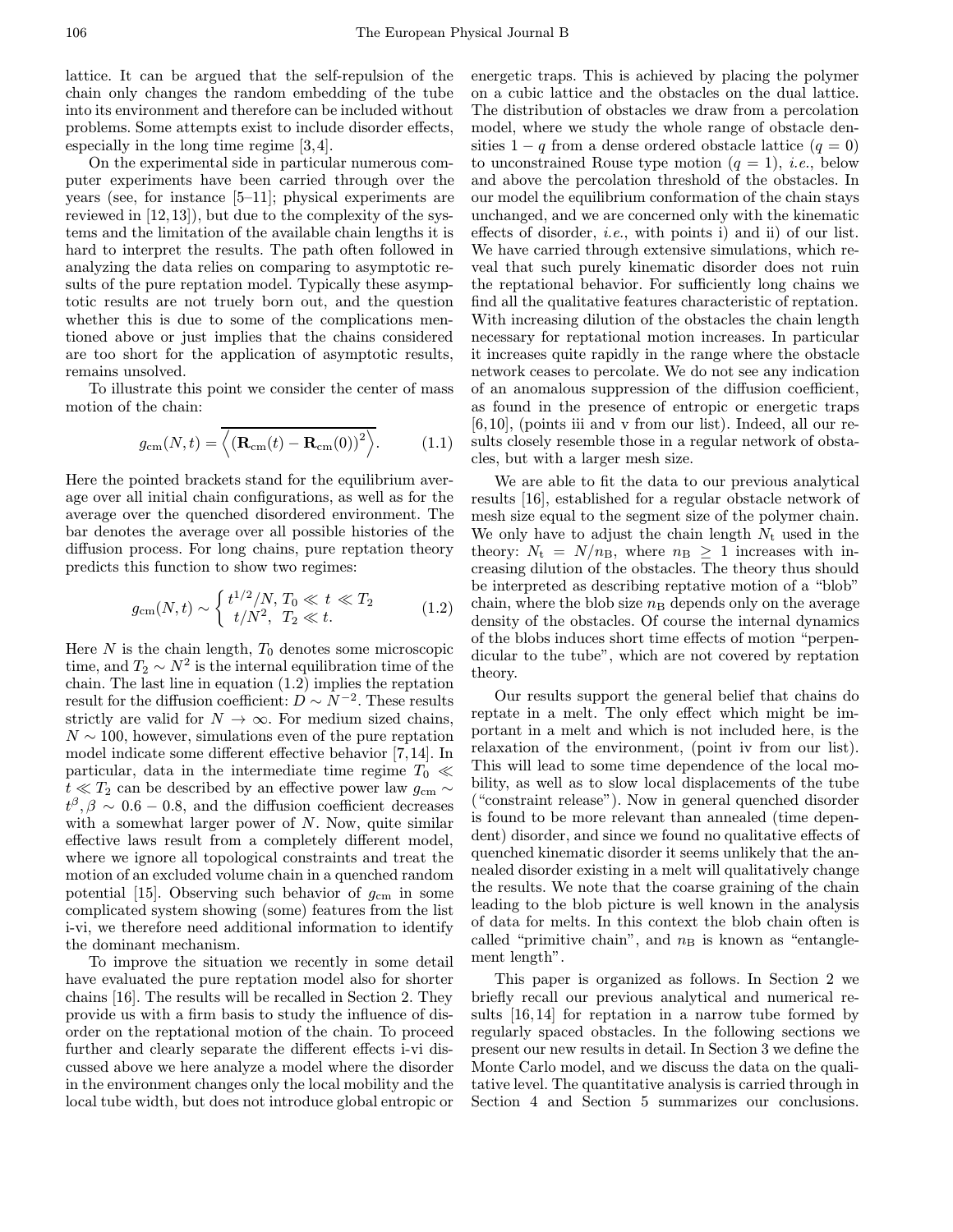lattice. It can be argued that the self-repulsion of the chain only changes the random embedding of the tube into its environment and therefore can be included without problems. Some attempts exist to include disorder effects, especially in the long time regime [3,4].

On the experimental side in particular numerous computer experiments have been carried through over the years (see, for instance [5–11]; physical experiments are reviewed in [12,13]), but due to the complexity of the systems and the limitation of the available chain lengths it is hard to interpret the results. The path often followed in analyzing the data relies on comparing to asymptotic results of the pure reptation model. Typically these asymptotic results are not truely born out, and the question whether this is due to some of the complications mentioned above or just implies that the chains considered are too short for the application of asymptotic results, remains unsolved.

To illustrate this point we consider the center of mass motion of the chain:

$$g_{\rm cm}(N,t) = \overline{\left\langle \left(\mathbf{R}_{\rm cm}(t) - \mathbf{R}_{\rm cm}(0)\right)^2 \right\rangle}. \tag{1.1}$$

Here the pointed brackets stand for the equilibrium average over all initial chain configurations, as well as for the average over the quenched disordered environment. The bar denotes the average over all possible histories of the diffusion process. For long chains, pure reptation theory predicts this function to show two regimes:

$$g_{\rm cm}(N,t) \sim \begin{cases} t^{1/2}/N, & T_0 \ll t \ll T_2 \\ t/N^2, & T_2 \ll t. \end{cases} \tag{1.2}$$

Here $N$ is the chain length, $T_0$ denotes some microscopic time, and $T_2 \sim N^2$ is the internal equilibration time of the chain. The last line in equation (1.2) implies the reptation result for the diffusion coefficient: $D \sim N^{-2}$. These results strictly are valid for $N \to \infty$. For medium sized chains, $N \sim 100$, however, simulations even of the pure reptation model indicate some different effective behavior [7,14]. In particular, data in the intermediate time regime $T_0 \ll t \ll T_2$ can be described by an effective power law $g_{\rm cm} \sim t^\beta, \beta \sim 0.6-0.8$, and the diffusion coefficient decreases with a somewhat larger power of $N$. Now, quite similar effective laws result from a completely different model, where we ignore all topological constraints and treat the motion of an excluded volume chain in a quenched random potential [15]. Observing such behavior of $g_{\rm cm}$ in some complicated system showing (some) features from the list i-vi, we therefore need additional information to identify the dominant mechanism.

To improve the situation we recently in some detail have evaluated the pure reptation model also for shorter chains [16]. The results will be recalled in Section 2. They provide us with a firm basis to study the influence of disorder on the reptational motion of the chain. To proceed further and clearly separate the different effects i-vi discussed above we here analyze a model where the disorder in the environment changes only the local mobility and the local tube width, but does not introduce global entropic or energetic traps. This is achieved by placing the polymer on a cubic lattice and the obstacles on the dual lattice. The distribution of obstacles we draw from a percolation model, where we study the whole range of obstacle densities $1-q$ from a dense ordered obstacle lattice ($q=0$) to unconstrained Rouse type motion ($q=1$), *i.e.*, below and above the percolation threshold of the obstacles. In our model the equilibrium conformation of the chain stays unchanged, and we are concerned only with the kinematic effects of disorder, *i.e.*, with points i) and ii) of our list. We have carried through extensive simulations, which reveal that such purely kinematic disorder does not ruin the reptational behavior. For sufficiently long chains we find all the qualitative features characteristic of reptation. With increasing dilution of the obstacles the chain length necessary for reptational motion increases. In particular it increases quite rapidly in the range where the obstacle network ceases to percolate. We do not see any indication of an anomalous suppression of the diffusion coefficient, as found in the presence of entropic or energetic traps [6,10], (points iii and v from our list). Indeed, all our results closely resemble those in a regular network of obstacles, but with a larger mesh size.

We are able to fit the data to our previous analytical results [16], established for a regular obstacle network of mesh size equal to the segment size of the polymer chain. We only have to adjust the chain length $N_{\rm t}$ used in the theory: $N_{\rm t} = N/n_{\rm B}$, where $n_{\rm B} \geq 1$ increases with increasing dilution of the obstacles. The theory thus should be interpreted as describing reptative motion of a "blob" chain, where the blob size $n_{\rm B}$ depends only on the average density of the obstacles. Of course the internal dynamics of the blobs induces short time effects of motion "perpendicular to the tube", which are not covered by reptation theory.

Our results support the general belief that chains do reptate in a melt. The only effect which might be important in a melt and which is not included here, is the relaxation of the environment, (point iv from our list). This will lead to some time dependence of the local mobility, as well as to slow local displacements of the tube ("constraint release"). Now in general quenched disorder is found to be more relevant than annealed (time dependent) disorder, and since we found no qualitative effects of quenched kinematic disorder it seems unlikely that the annealed disorder existing in a melt will qualitatively change the results. We note that the coarse graining of the chain leading to the blob picture is well known in the analysis of data for melts. In this context the blob chain often is called "primitive chain", and $n_{\rm B}$ is known as "entanglement length".

This paper is organized as follows. In Section 2 we briefly recall our previous analytical and numerical results [16,14] for reptation in a narrow tube formed by regularly spaced obstacles. In the following sections we present our new results in detail. In Section 3 we define the Monte Carlo model, and we discuss the data on the qualitative level. The quantitative analysis is carried through in Section 4 and Section 5 summarizes our conclusions.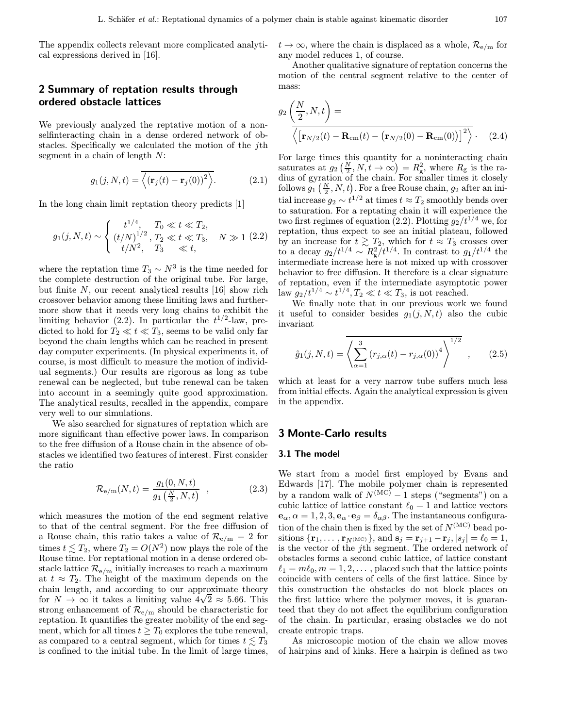The appendix collects relevant more complicated analytical expressions derived in [16].

## 2 Summary of reptation results through ordered obstacle lattices

We previously analyzed the reptative motion of a nonselfinteracting chain in a dense ordered network of obstacles. Specifically we calculated the motion of the $j$th segment in a chain of length $N$:

$$g_1(j, N, t) = \overline{\left\langle \left(\mathbf{r}_j(t) - \mathbf{r}_j(0)\right)^2 \right\rangle}. \tag{2.1}$$

In the long chain limit reptation theory predicts [1]

$$g_1(j, N, t) \sim \begin{cases} t^{1/4}, & T_0 \ll t \ll T_2, \\ (t/N)^{1/2}, & T_2 \ll t \ll T_3, \\ t/N^2, & T_3 \ll t, \end{cases} \quad N \gg 1 \tag{2.2}$$

where the reptation time $T_3 \sim N^3$ is the time needed for the complete destruction of the original tube. For large, but finite $N$, our recent analytical results [16] show rich crossover behavior among these limiting laws and furthermore show that it needs very long chains to exhibit the limiting behavior (2.2). In particular the $t^{1/2}$-law, predicted to hold for $T_2 \ll t \ll T_3$, seems to be valid only far beyond the chain lengths which can be reached in present day computer experiments. (In physical experiments it, of course, is most difficult to measure the motion of individual segments.) Our results are rigorous as long as tube renewal can be neglected, but tube renewal can be taken into account in a seemingly quite good approximation. The analytical results, recalled in the appendix, compare very well to our simulations.

We also searched for signatures of reptation which are more significant than effective power laws. In comparison to the free diffusion of a Rouse chain in the absence of obstacles we identified two features of interest. First consider the ratio

$$\mathcal{R}_{\rm e/m}(N, t) = \frac{g_1(0, N, t)}{g_1\left(\frac{N}{2}, N, t\right)} \quad , \tag{2.3}$$

which measures the motion of the end segment relative to that of the central segment. For the free diffusion of a Rouse chain, this ratio takes a value of $\mathcal{R}_{\rm e/m} = 2$ for times $t \lesssim T_2$, where $T_2 = O(N^2)$ now plays the role of the Rouse time. For reptational motion in a dense ordered obstacle lattice $\mathcal{R}_{\rm e/m}$ initially increases to reach a maximum at $t \approx T_2$. The height of the maximum depends on the chain length, and according to our approximate theory for $N \to \infty$ it takes a limiting value $4\sqrt{2} \approx 5.66$. This strong enhancement of $\mathcal{R}_{\rm e/m}$ should be characteristic for reptation. It quantifies the greater mobility of the end segment, which for all times $t \geq T_0$ explores the tube renewal, as compared to a central segment, which for times $t \lesssim T_3$ is confined to the initial tube. In the limit of large times, $t \to \infty$, where the chain is displaced as a whole, $\mathcal{R}_{\rm e/m}$ for any model reduces 1, of course.

Another qualitative signature of reptation concerns the motion of the central segment relative to the center of mass:

$$g_2\left(\frac{N}{2}, N, t\right) = \overline{\left\langle \left[\mathbf{r}_{N/2}(t) - \mathbf{R}_{\rm cm}(t) - \left(\mathbf{r}_{N/2}(0) - \mathbf{R}_{\rm cm}(0)\right)\right]^2 \right\rangle}. \tag{2.4}$$

For large times this quantity for a noninteracting chain saturates at $g_2\left(\frac{N}{2}, N, t \to \infty\right) = R_{\rm g}^2$, where $R_{\rm g}$ is the radius of gyration of the chain. For smaller times it closely follows $g_1\left(\frac{N}{2}, N, t\right)$. For a free Rouse chain, $g_2$ after an initial increase $g_2 \sim t^{1/2}$ at times $t \approx T_2$ smoothly bends over to saturation. For a reptating chain it will experience the two first regimes of equation (2.2). Plotting $g_2/t^{1/4}$ we, for reptation, thus expect to see an initial plateau, followed by an increase for $t \gtrsim T_2$, which for $t \approx T_3$ crosses over to a decay $g_2/t^{1/4} \sim R_{\rm g}^2/t^{1/4}$. In contrast to $g_1/t^{1/4}$ the intermediate increase here is not mixed up with crossover behavior to free diffusion. It therefore is a clear signature of reptation, even if the intermediate asymptotic power law $g_2/t^{1/4} \sim t^{1/4}, T_2 \ll t \ll T_3$, is not reached.

We finally note that in our previous work we found it useful to consider besides $g_1(j, N, t)$ also the cubic invariant

$$\hat{g}_1(j, N, t) = \overline{\left\langle \sum_{\alpha=1}^{3} \left(r_{j,\alpha}(t) - r_{j,\alpha}(0)\right)^4 \right\rangle^{1/2}} \quad , \tag{2.5}$$

which at least for a very narrow tube suffers much less from initial effects. Again the analytical expression is given in the appendix.

## 3 Monte-Carlo results

### 3.1 The model

We start from a model first employed by Evans and Edwards [17]. The mobile polymer chain is represented by a random walk of $N^{(\rm MC)} - 1$ steps ("segments") on a cubic lattice of lattice constant $\ell_0 = 1$ and lattice vectors $\mathbf{e}_\alpha, \alpha = 1, 2, 3, \mathbf{e}_\alpha \cdot \mathbf{e}_\beta = \delta_{\alpha\beta}$. The instantaneous configuration of the chain then is fixed by the set of $N^{(\rm MC)}$ bead positions $\{\mathbf{r}_1, \ldots, \mathbf{r}_{N^{(\rm MC)}}\}$, and $\mathbf{s}_j = \mathbf{r}_{j+1} - \mathbf{r}_j, |s_j| = \ell_0 = 1$, is the vector of the $j$th segment. The ordered network of obstacles forms a second cubic lattice, of lattice constant $\ell_1 = m\ell_0, m = 1, 2, \ldots$, placed such that the lattice points coincide with centers of cells of the first lattice. Since by this construction the obstacles do not block places on the first lattice where the polymer moves, it is guaranteed that they do not affect the equilibrium configuration of the chain. In particular, erasing obstacles we do not create entropic traps.

As microscopic motion of the chain we allow moves of hairpins and of kinks. Here a hairpin is defined as two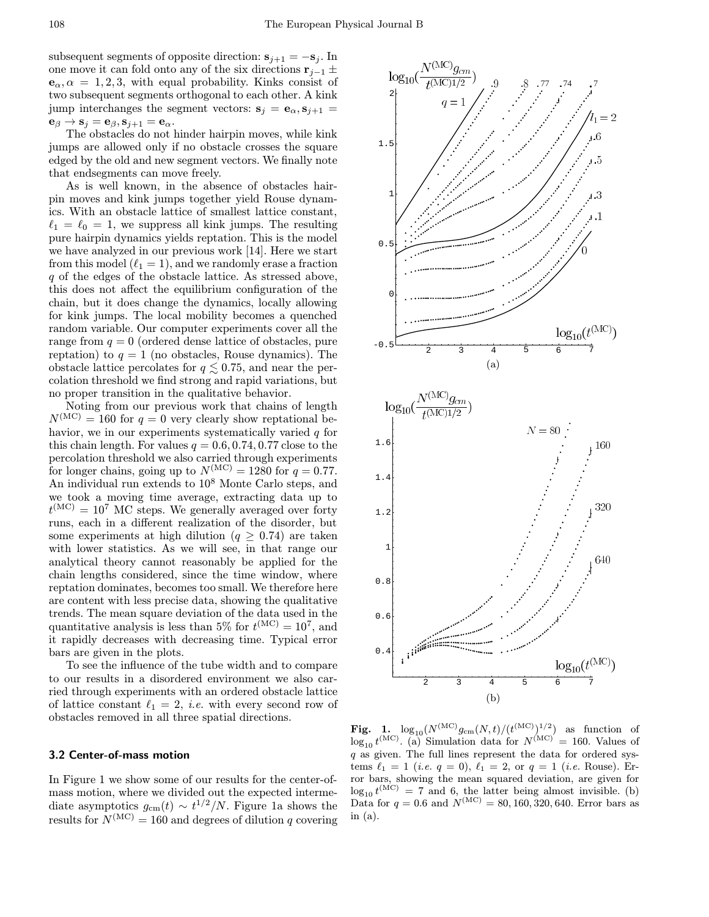subsequent segments of opposite direction: $\mathbf{s}_{j+1} = -\mathbf{s}_j$. In one move it can fold onto any of the six directions $\mathbf{r}_{j-1} \pm \mathbf{e}_\alpha, \alpha = 1, 2, 3$, with equal probability. Kinks consist of two subsequent segments orthogonal to each other. A kink jump interchanges the segment vectors: $\mathbf{s}_j = \mathbf{e}_\alpha, \mathbf{s}_{j+1} = \mathbf{e}_\beta \to \mathbf{s}_j = \mathbf{e}_\beta, \mathbf{s}_{j+1} = \mathbf{e}_\alpha$.

The obstacles do not hinder hairpin moves, while kink jumps are allowed only if no obstacle crosses the square edged by the old and new segment vectors. We finally note that endsegments can move freely.

As is well known, in the absence of obstacles hairpin moves and kink jumps together yield Rouse dynamics. With an obstacle lattice of smallest lattice constant, $\ell_1 = \ell_0 = 1$, we suppress all kink jumps. The resulting pure hairpin dynamics yields reptation. This is the model we have analyzed in our previous work [14]. Here we start from this model ($\ell_1 = 1$), and we randomly erase a fraction $q$ of the edges of the obstacle lattice. As stressed above, this does not affect the equilibrium configuration of the chain, but it does change the dynamics, locally allowing for kink jumps. The local mobility becomes a quenched random variable. Our computer experiments cover all the range from $q = 0$ (ordered dense lattice of obstacles, pure reptation) to $q = 1$ (no obstacles, Rouse dynamics). The obstacle lattice percolates for $q \lesssim 0.75$, and near the percolation threshold we find strong and rapid variations, but no proper transition in the qualitative behavior.

Noting from our previous work that chains of length $N^{(\mathrm{MC})} = 160$ for $q = 0$ very clearly show reptational behavior, we in our experiments systematically varied $q$ for this chain length. For values $q = 0.6, 0.74, 0.77$ close to the percolation threshold we also carried through experiments for longer chains, going up to $N^{(\mathrm{MC})} = 1280$ for $q = 0.77$. An individual run extends to $10^8$ Monte Carlo steps, and we took a moving time average, extracting data up to $t^{(\mathrm{MC})} = 10^7$ MC steps. We generally averaged over forty runs, each in a different realization of the disorder, but some experiments at high dilution ($q \geq 0.74$) are taken with lower statistics. As we will see, in that range our analytical theory cannot reasonably be applied for the chain lengths considered, since the time window, where reptation dominates, becomes too small. We therefore here are content with less precise data, showing the qualitative trends. The mean square deviation of the data used in the quantitative analysis is less than 5% for $t^{(\mathrm{MC})} = 10^7$, and it rapidly decreases with decreasing time. Typical error bars are given in the plots.

To see the influence of the tube width and to compare to our results in a disordered environment we also carried through experiments with an ordered obstacle lattice of lattice constant $\ell_1 = 2$, *i.e.* with every second row of obstacles removed in all three spatial directions.

### 3.2 Center-of-mass motion

In Figure 1 we show some of our results for the center-of-mass motion, where we divided out the expected intermediate asymptotics $g_{\mathrm{cm}}(t) \sim t^{1/2}/N$. Figure 1a shows the results for $N^{(\mathrm{MC})} = 160$ and degrees of dilution $q$ covering

**Fig. 1.** $\log_{10}(N^{(\mathrm{MC})} g_{\mathrm{cm}}(N,t)/(t^{(\mathrm{MC})})^{1/2})$ as function of $\log_{10} t^{(\mathrm{MC})}$. (a) Simulation data for $N^{(\mathrm{MC})} = 160$. Values of $q$ as given. The full lines represent the data for ordered systems $\ell_1 = 1$ (*i.e.* $q = 0$), $\ell_1 = 2$, or $q = 1$ (*i.e.* Rouse). Error bars, showing the mean squared deviation, are given for $\log_{10} t^{(\mathrm{MC})} = 7$ and 6, the latter being almost invisible. (b) Data for $q = 0.6$ and $N^{(\mathrm{MC})} = 80, 160, 320, 640$. Error bars as in (a).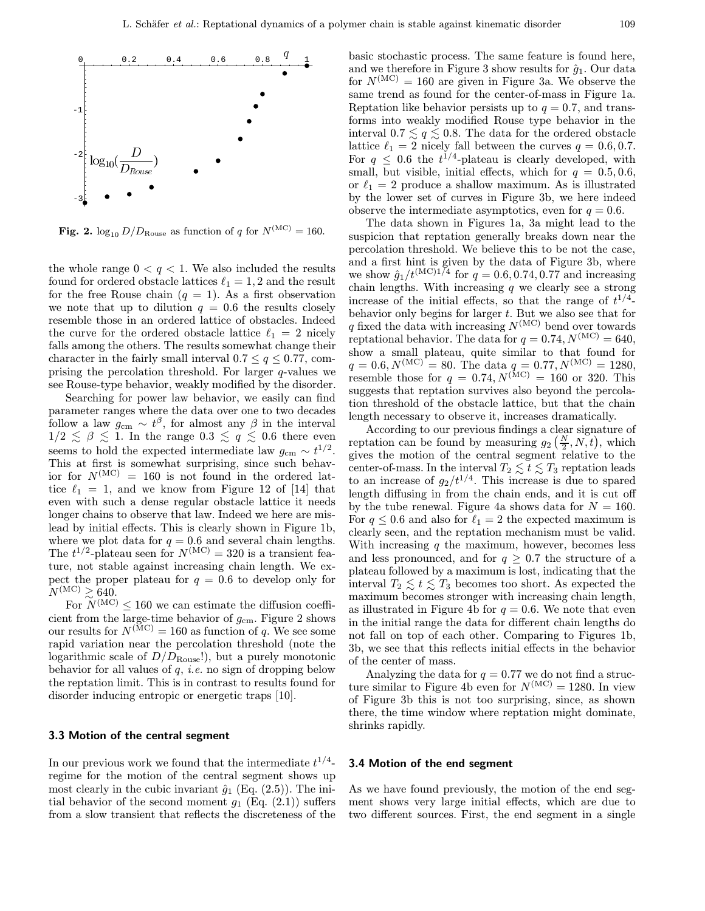**Fig. 2.** $\log_{10} D/D_{\text{Rouse}}$ as function of $q$ for $N^{(\text{MC})} = 160$.

the whole range $0 < q < 1$. We also included the results found for ordered obstacle lattices $\ell_1 = 1, 2$ and the result for the free Rouse chain ($q = 1$). As a first observation we note that up to dilution $q = 0.6$ the results closely resemble those in an ordered lattice of obstacles. Indeed the curve for the ordered obstacle lattice $\ell_1 = 2$ nicely falls among the others. The results somewhat change their character in the fairly small interval $0.7 \leq q \leq 0.77$, comprising the percolation threshold. For larger $q$-values we see Rouse-type behavior, weakly modified by the disorder.

Searching for power law behavior, we easily can find parameter ranges where the data over one to two decades follow a law $g_{\text{cm}} \sim t^{\beta}$, for almost any $\beta$ in the interval $1/2 \lesssim \beta \lesssim 1$. In the range $0.3 \lesssim q \lesssim 0.6$ there even seems to hold the expected intermediate law $g_{\text{cm}} \sim t^{1/2}$. This at first is somewhat surprising, since such behavior for $N^{(\text{MC})} = 160$ is not found in the ordered lattice $\ell_1 = 1$, and we know from Figure 12 of [14] that even with such a dense regular obstacle lattice it needs longer chains to observe that law. Indeed we here are mislead by initial effects. This is clearly shown in Figure 1b, where we plot data for $q = 0.6$ and several chain lengths. The $t^{1/2}$-plateau seen for $N^{(\text{MC})} = 320$ is a transient feature, not stable against increasing chain length. We expect the proper plateau for $q = 0.6$ to develop only for $N^{(\text{MC})} \gtrsim 640$.

For $N^{(\text{MC})} \leq 160$ we can estimate the diffusion coefficient from the large-time behavior of $g_{\text{cm}}$. Figure 2 shows our results for $N^{(\text{MC})} = 160$ as function of $q$. We see some rapid variation near the percolation threshold (note the logarithmic scale of $D/D_{\text{Rouse}}$!), but a purely monotonic behavior for all values of $q$, *i.e.* no sign of dropping below the reptation limit. This is in contrast to results found for disorder inducing entropic or energetic traps [10].

### 3.3 Motion of the central segment

In our previous work we found that the intermediate $t^{1/4}$-regime for the motion of the central segment shows up most clearly in the cubic invariant $\hat{g}_1$ (Eq. (2.5)). The initial behavior of the second moment $g_1$ (Eq. (2.1)) suffers from a slow transient that reflects the discreteness of the basic stochastic process. The same feature is found here, and we therefore in Figure 3 show results for $\hat{g}_1$. Our data for $N^{(\text{MC})} = 160$ are given in Figure 3a. We observe the same trend as found for the center-of-mass in Figure 1a. Reptation like behavior persists up to $q = 0.7$, and transforms into weakly modified Rouse type behavior in the interval $0.7 \lesssim q \lesssim 0.8$. The data for the ordered obstacle lattice $\ell_1 = 2$ nicely fall between the curves $q = 0.6, 0.7$. For $q \leq 0.6$ the $t^{1/4}$-plateau is clearly developed, with small, but visible, initial effects, which for $q = 0.5, 0.6$, or $\ell_1 = 2$ produce a shallow maximum. As is illustrated by the lower set of curves in Figure 3b, we here indeed observe the intermediate asymptotics, even for $q = 0.6$.

The data shown in Figures 1a, 3a might lead to the suspicion that reptation generally breaks down near the percolation threshold. We believe this to be not the case, and a first hint is given by the data of Figure 3b, where we show $\hat{g}_1/t^{(\text{MC})1/4}$ for $q = 0.6, 0.74, 0.77$ and increasing chain lengths. With increasing $q$ we clearly see a strong increase of the initial effects, so that the range of $t^{1/4}$-behavior only begins for larger $t$. But we also see that for $q$ fixed the data with increasing $N^{(\text{MC})}$ bend over towards reptational behavior. The data for $q = 0.74, N^{(\text{MC})} = 640$, show a small plateau, quite similar to that found for $q = 0.6, N^{(\text{MC})} = 80$. The data $q = 0.77, N^{(\text{MC})} = 1280$, resemble those for $q = 0.74, N^{(\text{MC})} = 160$ or 320. This suggests that reptation survives also beyond the percolation threshold of the obstacle lattice, but that the chain length necessary to observe it, increases dramatically.

According to our previous findings a clear signature of reptation can be found by measuring $g_2\left(\frac{N}{2}, N, t\right)$, which gives the motion of the central segment relative to the center-of-mass. In the interval $T_2 \lesssim t \lesssim T_3$ reptation leads to an increase of $g_2/t^{1/4}$. This increase is due to spared length diffusing in from the chain ends, and it is cut off by the tube renewal. Figure 4a shows data for $N = 160$. For $q \leq 0.6$ and also for $\ell_1 = 2$ the expected maximum is clearly seen, and the reptation mechanism must be valid. With increasing $q$ the maximum, however, becomes less and less pronounced, and for $q \geq 0.7$ the structure of a plateau followed by a maximum is lost, indicating that the interval $T_2 \lesssim t \lesssim T_3$ becomes too short. As expected the maximum becomes stronger with increasing chain length, as illustrated in Figure 4b for $q = 0.6$. We note that even in the initial range the data for different chain lengths do not fall on top of each other. Comparing to Figures 1b, 3b, we see that this reflects initial effects in the behavior of the center of mass.

Analyzing the data for $q = 0.77$ we do not find a structure similar to Figure 4b even for $N^{(\text{MC})} = 1280$. In view of Figure 3b this is not too surprising, since, as shown there, the time window where reptation might dominate, shrinks rapidly.

### 3.4 Motion of the end segment

As we have found previously, the motion of the end segment shows very large initial effects, which are due to two different sources. First, the end segment in a single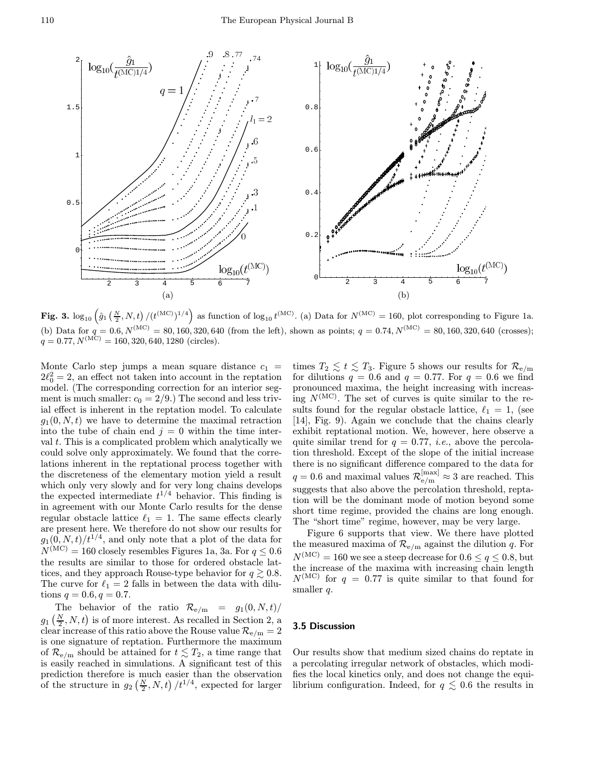**Fig. 3.** $\log_{10}\left(\hat{g}_1\left(\frac{N}{2},N,t\right)/(t^{(\mathrm{MC})})^{1/4}\right)$ as function of $\log_{10} t^{(\mathrm{MC})}$. (a) Data for $N^{(\mathrm{MC})}=160$, plot corresponding to Figure 1a. (b) Data for $q=0.6$, $N^{(\mathrm{MC})}=80,160,320,640$ (from the left), shown as points; $q=0.74$, $N^{(\mathrm{MC})}=80,160,320,640$ (crosses); $q=0.77$, $N^{(\mathrm{MC})}=160,320,640,1280$ (circles).

Monte Carlo step jumps a mean square distance $c_1 = 2\ell_0^2 = 2$, an effect not taken into account in the reptation model. (The corresponding correction for an interior segment is much smaller: $c_0 = 2/9$.) The second and less trivial effect is inherent in the reptation model. To calculate $g_1(0,N,t)$ we have to determine the maximal retraction into the tube of chain end $j=0$ within the time interval $t$. This is a complicated problem which analytically we could solve only approximately. We found that the correlations inherent in the reptational process together with the discreteness of the elementary motion yield a result which only very slowly and for very long chains develops the expected intermediate $t^{1/4}$ behavior. This finding is in agreement with our Monte Carlo results for the dense regular obstacle lattice $\ell_1 = 1$. The same effects clearly are present here. We therefore do not show our results for $g_1(0,N,t)/t^{1/4}$, and only note that a plot of the data for $N^{(\mathrm{MC})}=160$ closely resembles Figures 1a, 3a. For $q \le 0.6$ the results are similar to those for ordered obstacle lattices, and they approach Rouse-type behavior for $q \gtrsim 0.8$. The curve for $\ell_1 = 2$ falls in between the data with dilutions $q=0.6$, $q=0.7$.

The behavior of the ratio $\mathcal{R}_{\mathrm{e/m}} = g_1(0,N,t)/g_1\left(\frac{N}{2},N,t\right)$ is of more interest. As recalled in Section 2, a clear increase of this ratio above the Rouse value $\mathcal{R}_{\mathrm{e/m}} = 2$ is one signature of reptation. Furthermore the maximum of $\mathcal{R}_{\mathrm{e/m}}$ should be attained for $t \lesssim T_2$, a time range that is easily reached in simulations. A significant test of this prediction therefore is much easier than the observation of the structure in $g_2\left(\frac{N}{2},N,t\right)/t^{1/4}$, expected for larger times $T_2 \lesssim t \lesssim T_3$. Figure 5 shows our results for $\mathcal{R}_{\mathrm{e/m}}$ for dilutions $q=0.6$ and $q=0.77$. For $q=0.6$ we find pronounced maxima, the height increasing with increasing $N^{(\mathrm{MC})}$. The set of curves is quite similar to the results found for the regular obstacle lattice, $\ell_1 = 1$, (see [14], Fig. 9). Again we conclude that the chains clearly exhibit reptational motion. We, however, here observe a quite similar trend for $q=0.77$, *i.e.*, above the percolation threshold. Except of the slope of the initial increase there is no significant difference compared to the data for $q=0.6$ and maximal values $\mathcal{R}_{\mathrm{e/m}}^{[\max]} \approx 3$ are reached. This suggests that also above the percolation threshold, reptation will be the dominant mode of motion beyond some short time regime, provided the chains are long enough. The "short time" regime, however, may be very large.

Figure 6 supports that view. We there have plotted the measured maxima of $\mathcal{R}_{\mathrm{e/m}}$ against the dilution $q$. For $N^{(\mathrm{MC})}=160$ we see a steep decrease for $0.6 \le q \le 0.8$, but the increase of the maxima with increasing chain length $N^{(\mathrm{MC})}$ for $q=0.77$ is quite similar to that found for smaller $q$.

### 3.5 Discussion

Our results show that medium sized chains do reptate in a percolating irregular network of obstacles, which modifies the local kinetics only, and does not change the equilibrium configuration. Indeed, for $q \lesssim 0.6$ the results in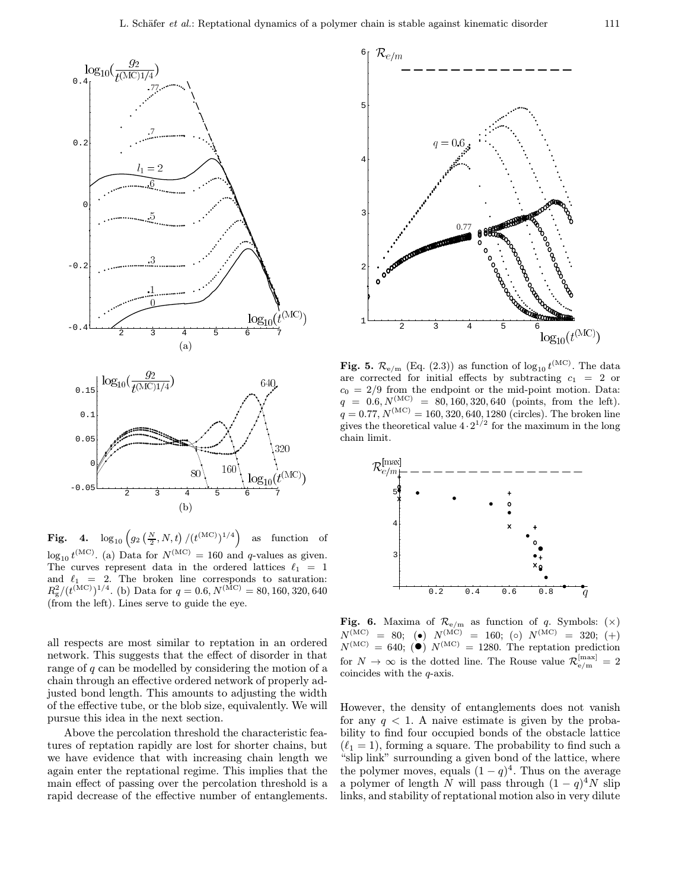**Fig. 4.** $\log_{10}\left(g_2\left(\frac{N}{2}, N, t\right)/(t^{(\mathrm{MC})})^{1/4}\right)$ as function of $\log_{10} t^{(\mathrm{MC})}$. (a) Data for $N^{(\mathrm{MC})} = 160$ and $q$-values as given. The curves represent data in the ordered lattices $\ell_1 = 1$ and $\ell_1 = 2$. The broken line corresponds to saturation: $R_g^2/(t^{(\mathrm{MC})})^{1/4}$. (b) Data for $q = 0.6, N^{(\mathrm{MC})} = 80, 160, 320, 640$ (from the left). Lines serve to guide the eye.

**Fig. 5.** $\mathcal{R}_{\mathrm{e/m}}$ (Eq. (2.3)) as function of $\log_{10} t^{(\mathrm{MC})}$. The data are corrected for initial effects by subtracting $c_1 = 2$ or $c_0 = 2/9$ from the endpoint or the mid-point motion. Data: $q = 0.6, N^{(\mathrm{MC})} = 80, 160, 320, 640$ (points, from the left). $q = 0.77, N^{(\mathrm{MC})} = 160, 320, 640, 1280$ (circles). The broken line gives the theoretical value $4 \cdot 2^{1/2}$ for the maximum in the long chain limit.

**Fig. 6.** Maxima of $\mathcal{R}_{\mathrm{e/m}}$ as function of $q$. Symbols: (×) $N^{(\mathrm{MC})} = 80$; (•) $N^{(\mathrm{MC})} = 160$; (○) $N^{(\mathrm{MC})} = 320$; (+) $N^{(\mathrm{MC})} = 640$; (●) $N^{(\mathrm{MC})} = 1280$. The reptation prediction for $N \to \infty$ is the dotted line. The Rouse value $\mathcal{R}_{\mathrm{e/m}}^{[\max]} = 2$ coincides with the $q$-axis.

all respects are most similar to reptation in an ordered network. This suggests that the effect of disorder in that range of $q$ can be modelled by considering the motion of a chain through an effective ordered network of properly adjusted bond length. This amounts to adjusting the width of the effective tube, or the blob size, equivalently. We will pursue this idea in the next section.

Above the percolation threshold the characteristic features of reptation rapidly are lost for shorter chains, but we have evidence that with increasing chain length we again enter the reptational regime. This implies that the main effect of passing over the percolation threshold is a rapid decrease of the effective number of entanglements. However, the density of entanglements does not vanish for any $q < 1$. A naive estimate is given by the probability to find four occupied bonds of the obstacle lattice ($\ell_1 = 1$), forming a square. The probability to find such a "slip link" surrounding a given bond of the lattice, where the polymer moves, equals $(1-q)^4$. Thus on the average a polymer of length $N$ will pass through $(1-q)^4 N$ slip links, and stability of reptational motion also in very dilute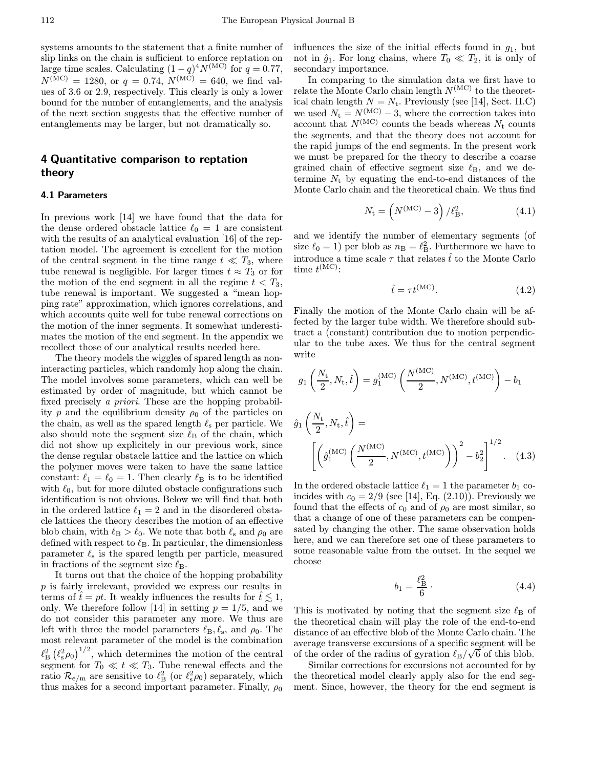systems amounts to the statement that a finite number of slip links on the chain is sufficient to enforce reptation on large time scales. Calculating $(1-q)^4 N^{(\mathrm{MC})}$ for $q = 0.77$, $N^{(\mathrm{MC})} = 1280$, or $q = 0.74$, $N^{(\mathrm{MC})} = 640$, we find values of 3.6 or 2.9, respectively. This clearly is only a lower bound for the number of entanglements, and the analysis of the next section suggests that the effective number of entanglements may be larger, but not dramatically so.

## 4 Quantitative comparison to reptation theory

### 4.1 Parameters

In previous work [14] we have found that the data for the dense ordered obstacle lattice $\ell_0 = 1$ are consistent with the results of an analytical evaluation [16] of the reptation model. The agreement is excellent for the motion of the central segment in the time range $t \ll T_3$, where tube renewal is negligible. For larger times $t \approx T_3$ or for the motion of the end segment in all the regime $t < T_3$, tube renewal is important. We suggested a "mean hopping rate" approximation, which ignores correlations, and which accounts quite well for tube renewal corrections on the motion of the inner segments. It somewhat underestimates the motion of the end segment. In the appendix we recollect those of our analytical results needed here.

The theory models the wiggles of spared length as non-interacting particles, which randomly hop along the chain. The model involves some parameters, which can well be estimated by order of magnitude, but which cannot be fixed precisely *a priori*. These are the hopping probability $p$ and the equilibrium density $\rho_0$ of the particles on the chain, as well as the spared length $\ell_\mathrm{s}$ per particle. We also should note the segment size $\ell_\mathrm{B}$ of the chain, which did not show up explicitely in our previous work, since the dense regular obstacle lattice and the lattice on which the polymer moves were taken to have the same lattice constant: $\ell_1 = \ell_0 = 1$. Then clearly $\ell_\mathrm{B}$ is to be identified with $\ell_0$, but for more diluted obstacle configurations such identification is not obvious. Below we will find that both in the ordered lattice $\ell_1 = 2$ and in the disordered obstacle lattices the theory describes the motion of an effective blob chain, with $\ell_\mathrm{B} > \ell_0$. We note that both $\ell_\mathrm{s}$ and $\rho_0$ are defined with respect to $\ell_\mathrm{B}$. In particular, the dimensionless parameter $\ell_\mathrm{s}$ is the spared length per particle, measured in fractions of the segment size $\ell_\mathrm{B}$.

It turns out that the choice of the hopping probability $p$ is fairly irrelevant, provided we express our results in terms of $\hat{t} = pt$. It weakly influences the results for $\hat{t} \lesssim 1$, only. We therefore follow [14] in setting $p = 1/5$, and we do not consider this parameter any more. We thus are left with three the model parameters $\ell_\mathrm{B}, \ell_\mathrm{s}$, and $\rho_0$. The most relevant parameter of the model is the combination $\ell_\mathrm{B}^2 \left(\ell_\mathrm{s}^2 \rho_0\right)^{1/2}$, which determines the motion of the central segment for $T_0 \ll t \ll T_3$. Tube renewal effects and the ratio $\mathcal{R}_{\mathrm{e/m}}$ are sensitive to $\ell_\mathrm{B}^2$ (or $\ell_\mathrm{s}^2 \rho_0$) separately, which thus makes for a second important parameter. Finally, $\rho_0$ influences the size of the initial effects found in $g_1$, but not in $\hat{g}_1$. For long chains, where $T_0 \ll T_2$, it is only of secondary importance.

In comparing to the simulation data we first have to relate the Monte Carlo chain length $N^{(\mathrm{MC})}$ to the theoretical chain length $N = N_\mathrm{t}$. Previously (see [14], Sect. II.C) we used $N_\mathrm{t} = N^{(\mathrm{MC})} - 3$, where the correction takes into account that $N^{(\mathrm{MC})}$ counts the beads whereas $N_\mathrm{t}$ counts the segments, and that the theory does not account for the rapid jumps of the end segments. In the present work we must be prepared for the theory to describe a coarse grained chain of effective segment size $\ell_\mathrm{B}$, and we determine $N_\mathrm{t}$ by equating the end-to-end distances of the Monte Carlo chain and the theoretical chain. We thus find

$$N_\mathrm{t} = \left(N^{(\mathrm{MC})} - 3\right)/\ell_\mathrm{B}^2, \tag{4.1}$$

and we identify the number of elementary segments (of size $\ell_0 = 1$) per blob as $n_\mathrm{B} = \ell_\mathrm{B}^2$. Furthermore we have to introduce a time scale $\tau$ that relates $\hat{t}$ to the Monte Carlo time $t^{(\mathrm{MC})}$:

$$\hat{t} = \tau t^{(\mathrm{MC})}. \tag{4.2}$$

Finally the motion of the Monte Carlo chain will be affected by the larger tube width. We therefore should subtract a (constant) contribution due to motion perpendicular to the tube axes. We thus for the central segment write

$$g_1\left(\frac{N_\mathrm{t}}{2}, N_\mathrm{t}, \hat{t}\right) = g_1^{(\mathrm{MC})}\left(\frac{N^{(\mathrm{MC})}}{2}, N^{(\mathrm{MC})}, t^{(\mathrm{MC})}\right) - b_1$$

$$\hat{g}_1\left(\frac{N_\mathrm{t}}{2}, N_\mathrm{t}, \hat{t}\right) = \left[\left(\hat{g}_1^{(\mathrm{MC})}\left(\frac{N^{(\mathrm{MC})}}{2}, N^{(\mathrm{MC})}, t^{(\mathrm{MC})}\right)\right)^2 - b_2^2\right]^{1/2}. \tag{4.3}$$

In the ordered obstacle lattice $\ell_1 = 1$ the parameter $b_1$ coincides with $c_0 = 2/9$ (see [14], Eq. (2.10)). Previously we found that the effects of $c_0$ and of $\rho_0$ are most similar, so that a change of one of these parameters can be compensated by changing the other. The same observation holds here, and we can therefore set one of these parameters to some reasonable value from the outset. In the sequel we choose

$$b_1 = \frac{\ell_\mathrm{B}^2}{6}\cdot \tag{4.4}$$

This is motivated by noting that the segment size $\ell_\mathrm{B}$ of the theoretical chain will play the role of the end-to-end distance of an effective blob of the Monte Carlo chain. The average transverse excursions of a specific segment will be of the order of the radius of gyration $\ell_\mathrm{B}/\sqrt{6}$ of this blob.

Similar corrections for excursions not accounted for by the theoretical model clearly apply also for the end segment. Since, however, the theory for the end segment is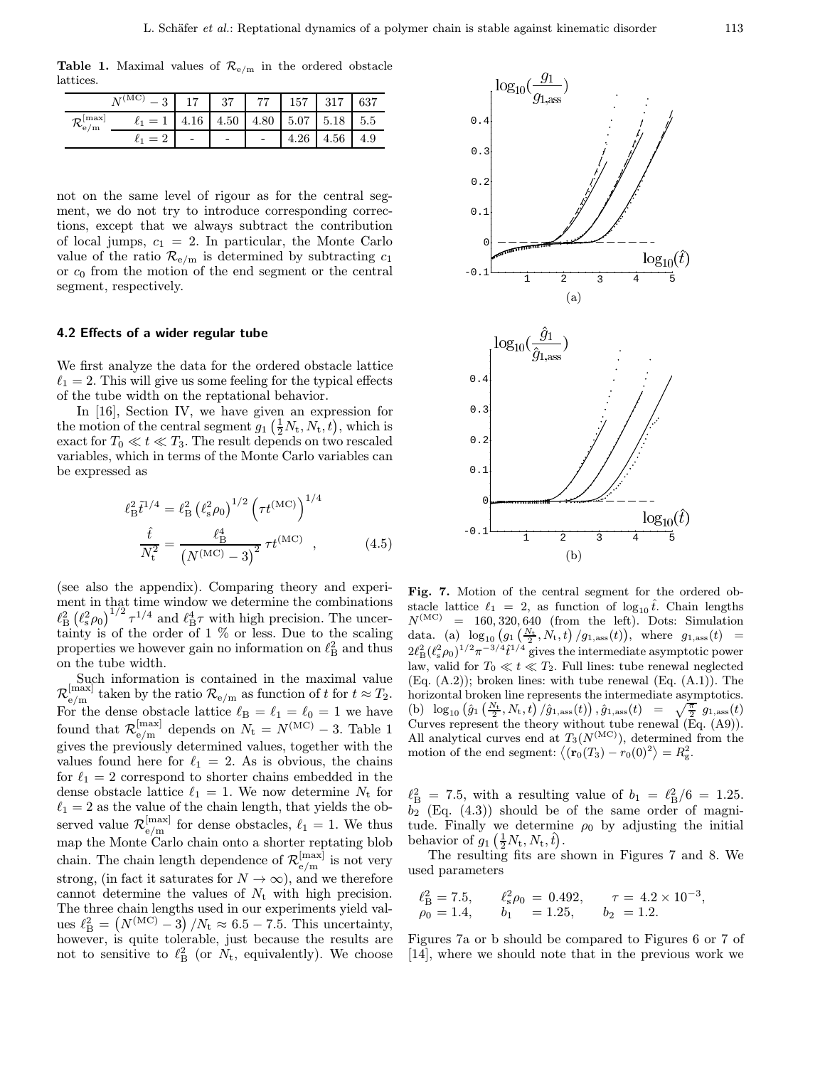**Table 1.** Maximal values of $\mathcal{R}_{\mathrm{e/m}}$ in the ordered obstacle lattices.

| | $N^{(\mathrm{MC})}-3$ | 17 | 37 | 77 | 157 | 317 | 637 |
|---|---|---|---|---|---|---|---|
| $\mathcal{R}^{[\max]}_{\mathrm{e/m}}$ | $\ell_1 = 1$ | 4.16 | 4.50 | 4.80 | 5.07 | 5.18 | 5.5 |
| | $\ell_1 = 2$ | - | - | - | 4.26 | 4.56 | 4.9 |

not on the same level of rigour as for the central segment, we do not try to introduce corresponding corrections, except that we always subtract the contribution of local jumps, $c_1 = 2$. In particular, the Monte Carlo value of the ratio $\mathcal{R}_{\mathrm{e/m}}$ is determined by subtracting $c_1$ or $c_0$ from the motion of the end segment or the central segment, respectively.

### 4.2 Effects of a wider regular tube

We first analyze the data for the ordered obstacle lattice $\ell_1 = 2$. This will give us some feeling for the typical effects of the tube width on the reptational behavior.

In [16], Section IV, we have given an expression for the motion of the central segment $g_1\left(\frac{1}{2}N_{\mathrm{t}}, N_{\mathrm{t}}, t\right)$, which is exact for $T_0 \ll t \ll T_3$. The result depends on two rescaled variables, which in terms of the Monte Carlo variables can be expressed as

$$
\begin{aligned}
\ell_{\mathrm{B}}^2 \tilde{t}^{1/4} &= \ell_{\mathrm{B}}^2 \left(\ell_{\mathrm{s}}^2 \rho_0\right)^{1/2} \left(\tau t^{(\mathrm{MC})}\right)^{1/4} \\
\frac{\hat{t}}{N_{\mathrm{t}}^2} &= \frac{\ell_{\mathrm{B}}^4}{\left(N^{(\mathrm{MC})}-3\right)^2}\, \tau t^{(\mathrm{MC})} \quad ,
\end{aligned} \tag{4.5}
$$

(see also the appendix). Comparing theory and experiment in that time window we determine the combinations $\ell_{\mathrm{B}}^2\left(\ell_{\mathrm{s}}^2\rho_0\right)^{1/2}\tau^{1/4}$ and $\ell_{\mathrm{B}}^4\tau$ with high precision. The uncertainty is of the order of 1 % or less. Due to the scaling properties we however gain no information on $\ell_{\mathrm{B}}^2$ and thus on the tube width.

Such information is contained in the maximal value $\mathcal{R}^{[\max]}_{\mathrm{e/m}}$ taken by the ratio $\mathcal{R}_{\mathrm{e/m}}$ as function of $t$ for $t \approx T_2$. For the dense obstacle lattice $\ell_{\mathrm{B}} = \ell_1 = \ell_0 = 1$ we have found that $\mathcal{R}^{[\max]}_{\mathrm{e/m}}$ depends on $N_{\mathrm{t}} = N^{(\mathrm{MC})} - 3$. Table 1 gives the previously determined values, together with the values found here for $\ell_1 = 2$. As is obvious, the chains for $\ell_1 = 2$ correspond to shorter chains embedded in the dense obstacle lattice $\ell_1 = 1$. We now determine $N_{\mathrm{t}}$ for $\ell_1 = 2$ as the value of the chain length, that yields the observed value $\mathcal{R}^{[\max]}_{\mathrm{e/m}}$ for dense obstacles, $\ell_1 = 1$. We thus map the Monte Carlo chain onto a shorter reptating blob chain. The chain length dependence of $\mathcal{R}^{[\max]}_{\mathrm{e/m}}$ is not very strong, (in fact it saturates for $N \to \infty$), and we therefore cannot determine the values of $N_{\mathrm{t}}$ with high precision. The three chain lengths used in our experiments yield values $\ell_{\mathrm{B}}^2 = \left(N^{(\mathrm{MC})}-3\right)/N_{\mathrm{t}} \approx 6.5 - 7.5$. This uncertainty, however, is quite tolerable, just because the results are not to sensitive to $\ell_{\mathrm{B}}^2$ (or $N_{\mathrm{t}}$, equivalently). We choose $\ell_{\mathrm{B}}^2 = 7.5$, with a resulting value of $b_1 = \ell_{\mathrm{B}}^2/6 = 1.25$. $b_2$ (Eq. (4.3)) should be of the same order of magnitude. Finally we determine $\rho_0$ by adjusting the initial behavior of $g_1\left(\frac{1}{2}N, N_{\mathrm{t}}, \hat{t}\right)$.

**Fig. 7.** Motion of the central segment for the ordered obstacle lattice $\ell_1 = 2$, as function of $\log_{10}\hat{t}$. Chain lengths $N^{(\mathrm{MC})} = 160, 320, 640$ (from the left). Dots: Simulation data. (a) $\log_{10}\left(g_1\left(\frac{N_{\mathrm{t}}}{2}, N_{\mathrm{t}}, t\right)/g_{1,\mathrm{ass}}(t)\right)$, where $g_{1,\mathrm{ass}}(t) = 2\ell_{\mathrm{B}}^2(\ell_{\mathrm{s}}^2\rho_0)^{1/2}\pi^{-3/4}\tilde{t}^{1/4}$ gives the intermediate asymptotic power law, valid for $T_0 \ll t \ll T_2$. Full lines: tube renewal neglected (Eq. (A.2)); broken lines: with tube renewal (Eq. (A.1)). The horizontal broken line represents the intermediate asymptotics. (b) $\log_{10}\left(\hat{g}_1\left(\frac{N_{\mathrm{t}}}{2}, N_{\mathrm{t}}, t\right)/\hat{g}_{1,\mathrm{ass}}(t)\right), \hat{g}_{1,\mathrm{ass}}(t) = \sqrt{\frac{\pi}{2}}\, g_{1,\mathrm{ass}}(t)$ Curves represent the theory without tube renewal (Eq. (A9)). All analytical curves end at $T_3(N^{(\mathrm{MC})})$, determined from the motion of the end segment: $\left\langle(\mathbf{r}_0(T_3) - r_0(0)^2\right\rangle = R_{\mathrm{g}}^2$.

The resulting fits are shown in Figures 7 and 8. We used parameters

$$
\begin{aligned}
&\ell_{\mathrm{B}}^2 = 7.5, \qquad \ell_{\mathrm{s}}^2\rho_0 = 0.492, \qquad \tau = 4.2 \times 10^{-3}, \\
&\rho_0 = 1.4, \qquad b_1 = 1.25, \qquad b_2 = 1.2.
\end{aligned}
$$

Figures 7a or b should be compared to Figures 6 or 7 of [14], where we should note that in the previous work we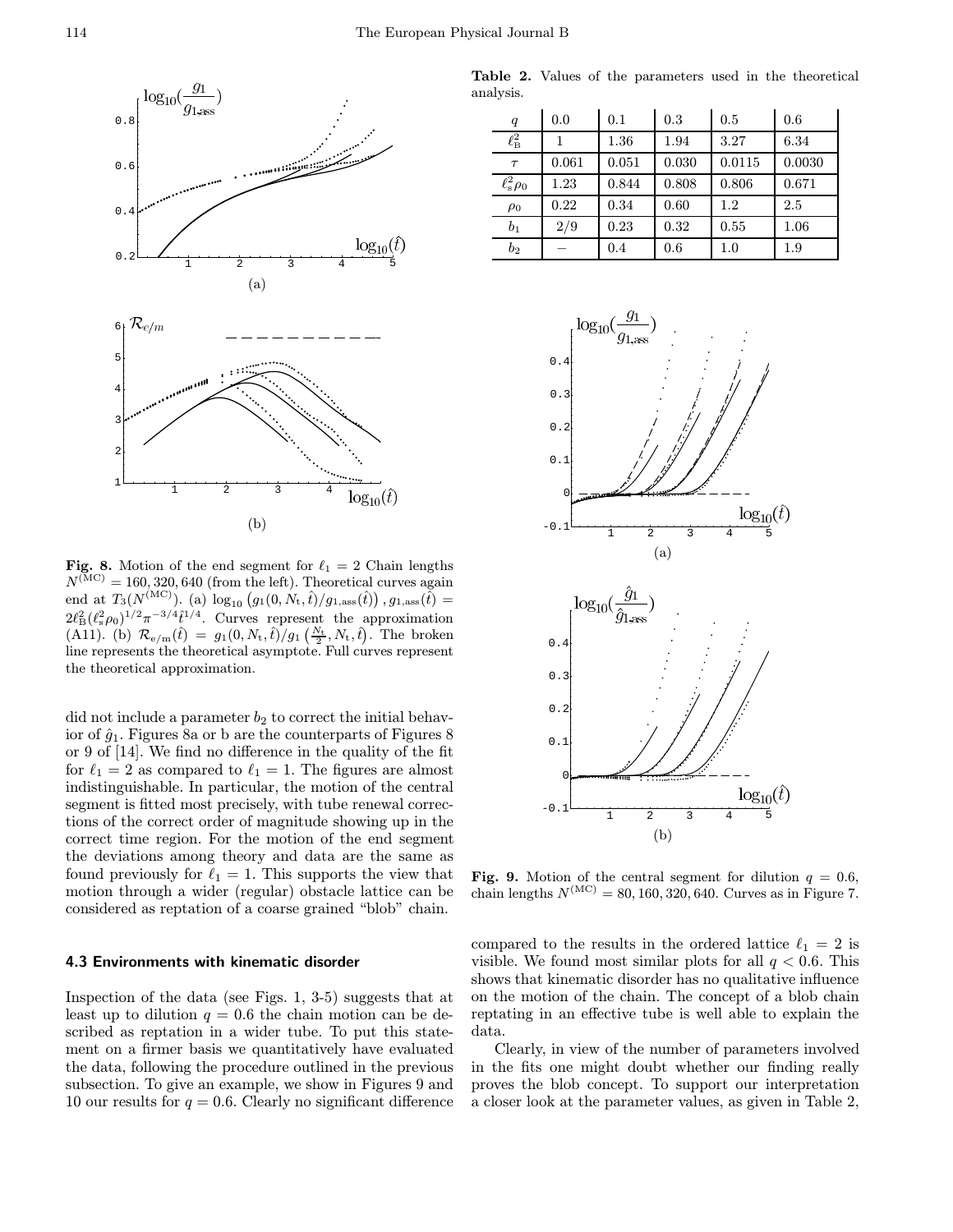**Fig. 8.** Motion of the end segment for $\ell_1 = 2$ Chain lengths $N^{(\mathrm{MC})} = 160, 320, 640$ (from the left). Theoretical curves again end at $T_3(N^{(\mathrm{MC})})$. (a) $\log_{10}\left(g_1(0, N_\mathrm{t}, \hat{t})/g_{1,\mathrm{ass}}(\hat{t})\right), g_{1,\mathrm{ass}}(\hat{t}) = 2\ell_\mathrm{B}^2(\ell_\mathrm{s}^2\rho_0)^{1/2}\pi^{-3/4}\hat{t}^{1/4}$. Curves represent the approximation (A11). (b) $\mathcal{R}_{\mathrm{e/m}}(\hat{t}) = g_1(0, N_\mathrm{t}, \hat{t})/g_1\left(\frac{N_\mathrm{t}}{2}, N_\mathrm{t}, \hat{t}\right)$. The broken line represents the theoretical asymptote. Full curves represent the theoretical approximation.

did not include a parameter $b_2$ to correct the initial behavior of $\hat{g}_1$. Figures 8a or b are the counterparts of Figures 8 or 9 of [14]. We find no difference in the quality of the fit for $\ell_1 = 2$ as compared to $\ell_1 = 1$. The figures are almost indistinguishable. In particular, the motion of the central segment is fitted most precisely, with tube renewal corrections of the correct order of magnitude showing up in the correct time region. For the motion of the end segment the deviations among theory and data are the same as found previously for $\ell_1 = 1$. This supports the view that motion through a wider (regular) obstacle lattice can be considered as reptation of a coarse grained "blob" chain.

### 4.3 Environments with kinematic disorder

Inspection of the data (see Figs. 1, 3-5) suggests that at least up to dilution $q = 0.6$ the chain motion can be described as reptation in a wider tube. To put this statement on a firmer basis we quantitatively have evaluated the data, following the procedure outlined in the previous subsection. To give an example, we show in Figures 9 and 10 our results for $q = 0.6$. Clearly no significant difference compared to the results in the ordered lattice $\ell_1 = 2$ is visible. We found most similar plots for all $q < 0.6$. This shows that kinematic disorder has no qualitative influence on the motion of the chain. The concept of a blob chain reptating in an effective tube is well able to explain the data.

Clearly, in view of the number of parameters involved in the fits one might doubt whether our finding really proves the blob concept. To support our interpretation a closer look at the parameter values, as given in Table 2,

**Table 2.** Values of the parameters used in the theoretical analysis.

| $q$ | 0.0 | 0.1 | 0.3 | 0.5 | 0.6 |
|---|---|---|---|---|---|
| $\ell_\mathrm{B}^2$ | 1 | 1.36 | 1.94 | 3.27 | 6.34 |
| $\tau$ | 0.061 | 0.051 | 0.030 | 0.0115 | 0.0030 |
| $\ell_\mathrm{s}^2\rho_0$ | 1.23 | 0.844 | 0.808 | 0.806 | 0.671 |
| $\rho_0$ | 0.22 | 0.34 | 0.60 | 1.2 | 2.5 |
| $b_1$ | 2/9 | 0.23 | 0.32 | 0.55 | 1.06 |
| $b_2$ | – | 0.4 | 0.6 | 1.0 | 1.9 |

**Fig. 9.** Motion of the central segment for dilution $q = 0.6$, chain lengths $N^{(\mathrm{MC})} = 80, 160, 320, 640$. Curves as in Figure 7.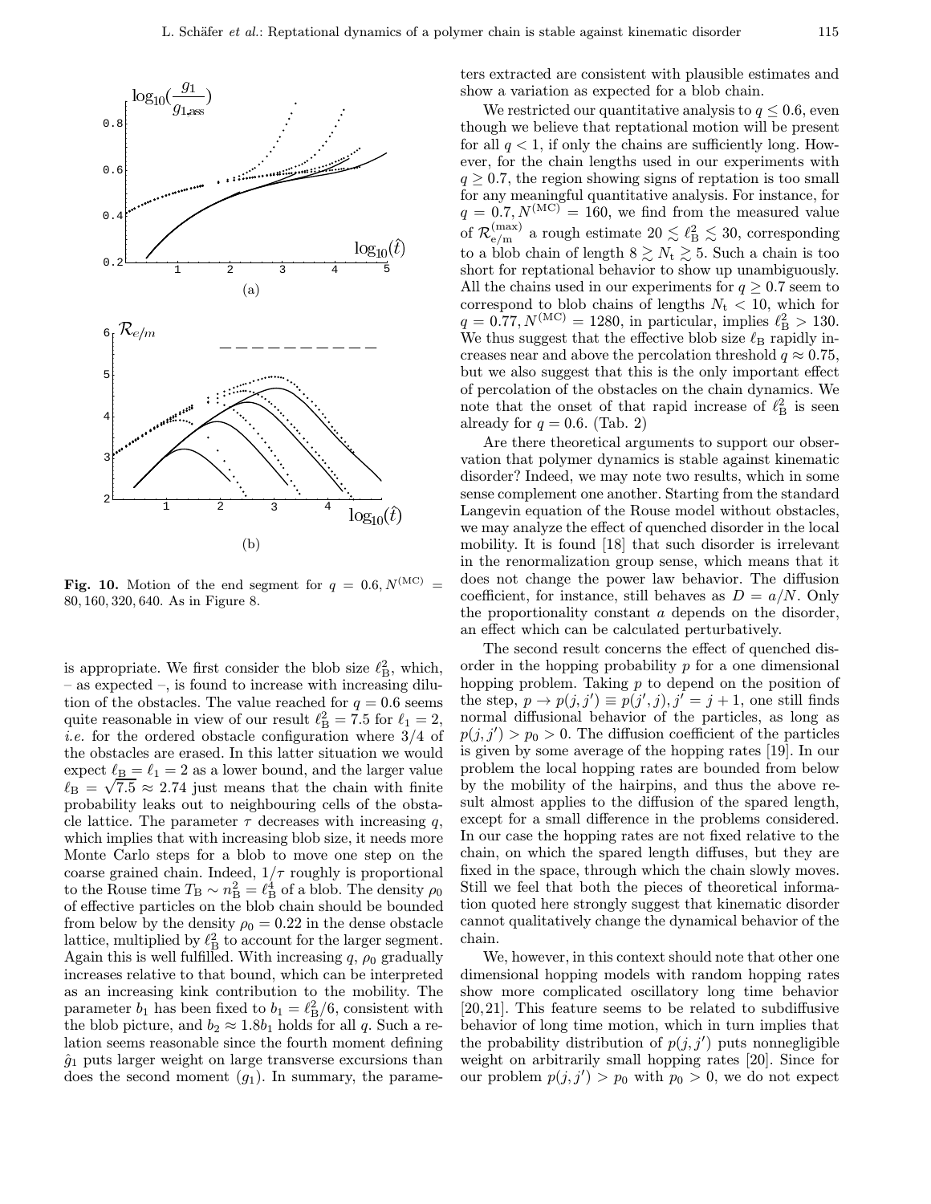**Fig. 10.** Motion of the end segment for $q = 0.6, N^{(\mathrm{MC})} = 80, 160, 320, 640$. As in Figure 8.

is appropriate. We first consider the blob size $\ell_{\mathrm{B}}^2$, which, – as expected –, is found to increase with increasing dilution of the obstacles. The value reached for $q = 0.6$ seems quite reasonable in view of our result $\ell_{\mathrm{B}}^2 = 7.5$ for $\ell_1 = 2$, *i.e.* for the ordered obstacle configuration where 3/4 of the obstacles are erased. In this latter situation we would expect $\ell_{\mathrm{B}} = \ell_1 = 2$ as a lower bound, and the larger value $\ell_{\mathrm{B}} = \sqrt{7.5} \approx 2.74$ just means that the chain with finite probability leaks out to neighbouring cells of the obstacle lattice. The parameter $\tau$ decreases with increasing $q$, which implies that with increasing blob size, it needs more Monte Carlo steps for a blob to move one step on the coarse grained chain. Indeed, $1/\tau$ roughly is proportional to the Rouse time $T_{\mathrm{B}} \sim n_{\mathrm{B}}^2 = \ell_{\mathrm{B}}^4$ of a blob. The density $\rho_0$ of effective particles on the blob chain should be bounded from below by the density $\rho_0 = 0.22$ in the dense obstacle lattice, multiplied by $\ell_{\mathrm{B}}^2$ to account for the larger segment. Again this is well fulfilled. With increasing $q$, $\rho_0$ gradually increases relative to that bound, which can be interpreted as an increasing kink contribution to the mobility. The parameter $b_1$ has been fixed to $b_1 = \ell_{\mathrm{B}}^2/6$, consistent with the blob picture, and $b_2 \approx 1.8 b_1$ holds for all $q$. Such a relation seems reasonable since the fourth moment defining $\hat{g}_1$ puts larger weight on large transverse excursions than does the second moment ($g_1$). In summary, the parameters extracted are consistent with plausible estimates and show a variation as expected for a blob chain.

We restricted our quantitative analysis to $q \leq 0.6$, even though we believe that reptational motion will be present for all $q < 1$, if only the chains are sufficiently long. However, for the chain lengths used in our experiments with $q \geq 0.7$, the region showing signs of reptation is too small for any meaningful quantitative analysis. For instance, for $q = 0.7, N^{(\mathrm{MC})} = 160$, we find from the measured value of $\mathcal{R}_{\mathrm{e/m}}^{(\max)}$ a rough estimate $20 \lesssim \ell_{\mathrm{B}}^2 \lesssim 30$, corresponding to a blob chain of length $8 \gtrsim N_{\mathrm{t}} \gtrsim 5$. Such a chain is too short for reptational behavior to show up unambiguously. All the chains used in our experiments for $q \geq 0.7$ seem to correspond to blob chains of lengths $N_{\mathrm{t}} < 10$, which for $q = 0.77, N^{(\mathrm{MC})} = 1280$, in particular, implies $\ell_{\mathrm{B}}^2 > 130$. We thus suggest that the effective blob size $\ell_{\mathrm{B}}$ rapidly increases near and above the percolation threshold $q \approx 0.75$, but we also suggest that this is the only important effect of percolation of the obstacles on the chain dynamics. We note that the onset of that rapid increase of $\ell_{\mathrm{B}}^2$ is seen already for $q = 0.6$. (Tab. 2)

Are there theoretical arguments to support our observation that polymer dynamics is stable against kinematic disorder? Indeed, we may note two results, which in some sense complement one another. Starting from the standard Langevin equation of the Rouse model without obstacles, we may analyze the effect of quenched disorder in the local mobility. It is found [18] that such disorder is irrelevant in the renormalization group sense, which means that it does not change the power law behavior. The diffusion coefficient, for instance, still behaves as $D = a/N$. Only the proportionality constant $a$ depends on the disorder, an effect which can be calculated perturbatively.

The second result concerns the effect of quenched disorder in the hopping probability $p$ for a one dimensional hopping problem. Taking $p$ to depend on the position of the step, $p \to p(j, j') \equiv p(j', j), j' = j + 1$, one still finds normal diffusional behavior of the particles, as long as $p(j, j') > p_0 > 0$. The diffusion coefficient of the particles is given by some average of the hopping rates [19]. In our problem the local hopping rates are bounded from below by the mobility of the hairpins, and thus the above result almost applies to the diffusion of the spared length, except for a small difference in the problems considered. In our case the hopping rates are not fixed relative to the chain, on which the spared length diffuses, but they are fixed in the space, through which the chain slowly moves. Still we feel that both the pieces of theoretical information quoted here strongly suggest that kinematic disorder cannot qualitatively change the dynamical behavior of the chain.

We, however, in this context should note that other one dimensional hopping models with random hopping rates show more complicated oscillatory long time behavior [20,21]. This feature seems to be related to subdiffusive behavior of long time motion, which in turn implies that the probability distribution of $p(j, j')$ puts nonnegligible weight on arbitrarily small hopping rates [20]. Since for our problem $p(j, j') > p_0$ with $p_0 > 0$, we do not expect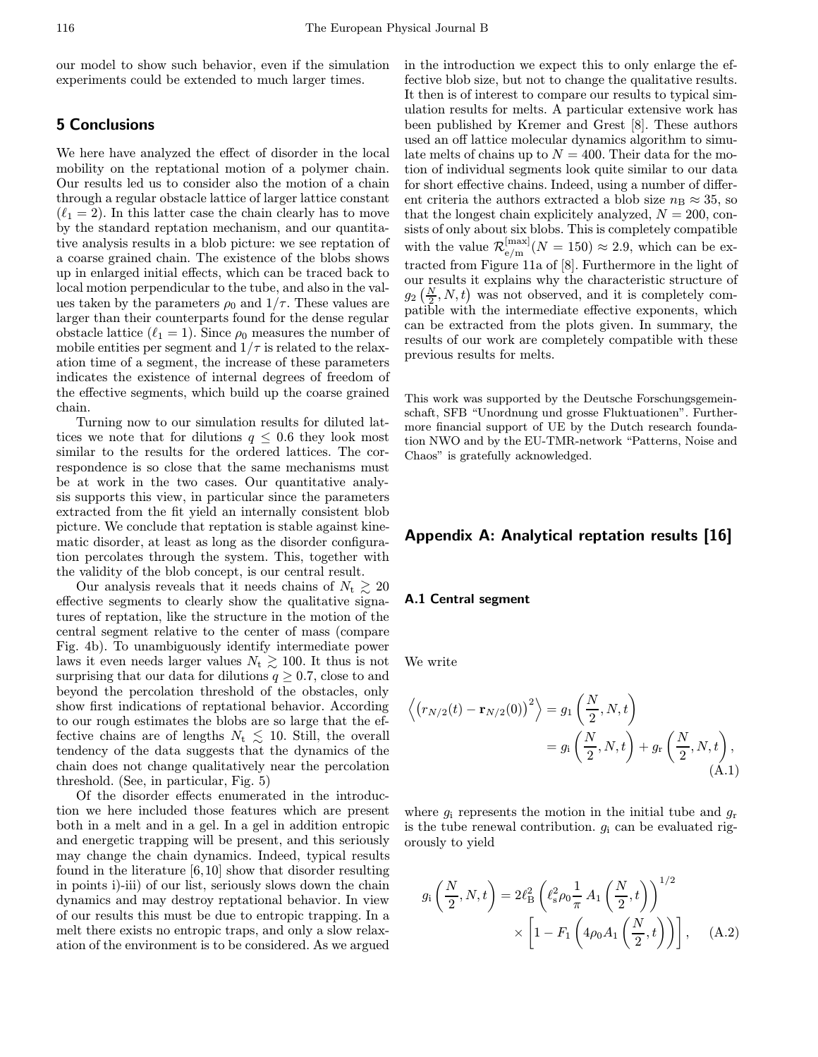our model to show such behavior, even if the simulation experiments could be extended to much larger times.

## 5 Conclusions

We here have analyzed the effect of disorder in the local mobility on the reptational motion of a polymer chain. Our results led us to consider also the motion of a chain through a regular obstacle lattice of larger lattice constant ($\ell_1 = 2$). In this latter case the chain clearly has to move by the standard reptation mechanism, and our quantitative analysis results in a blob picture: we see reptation of a coarse grained chain. The existence of the blobs shows up in enlarged initial effects, which can be traced back to local motion perpendicular to the tube, and also in the values taken by the parameters $\rho_0$ and $1/\tau$. These values are larger than their counterparts found for the dense regular obstacle lattice ($\ell_1 = 1$). Since $\rho_0$ measures the number of mobile entities per segment and $1/\tau$ is related to the relaxation time of a segment, the increase of these parameters indicates the existence of internal degrees of freedom of the effective segments, which build up the coarse grained chain.

Turning now to our simulation results for diluted lattices we note that for dilutions $q \leq 0.6$ they look most similar to the results for the ordered lattices. The correspondence is so close that the same mechanisms must be at work in the two cases. Our quantitative analysis supports this view, in particular since the parameters extracted from the fit yield an internally consistent blob picture. We conclude that reptation is stable against kinematic disorder, at least as long as the disorder configuration percolates through the system. This, together with the validity of the blob concept, is our central result.

Our analysis reveals that it needs chains of $N_t \gtrsim 20$ effective segments to clearly show the qualitative signatures of reptation, like the structure in the motion of the central segment relative to the center of mass (compare Fig. 4b). To unambiguously identify intermediate power laws it even needs larger values $N_t \gtrsim 100$. It thus is not surprising that our data for dilutions $q \geq 0.7$, close to and beyond the percolation threshold of the obstacles, only show first indications of reptational behavior. According to our rough estimates the blobs are so large that the effective chains are of lengths $N_t \lesssim 10$. Still, the overall tendency of the data suggests that the dynamics of the chain does not change qualitatively near the percolation threshold. (See, in particular, Fig. 5)

Of the disorder effects enumerated in the introduction we here included those features which are present both in a melt and in a gel. In a gel in addition entropic and energetic trapping will be present, and this seriously may change the chain dynamics. Indeed, typical results found in the literature [6,10] show that disorder resulting in points i)-iii) of our list, seriously slows down the chain dynamics and may destroy reptational behavior. In view of our results this must be due to entropic trapping. In a melt there exists no entropic traps, and only a slow relaxation of the environment is to be considered. As we argued in the introduction we expect this to only enlarge the effective blob size, but not to change the qualitative results. It then is of interest to compare our results to typical simulation results for melts. A particular extensive work has been published by Kremer and Grest [8]. These authors used an off lattice molecular dynamics algorithm to simulate melts of chains up to $N = 400$. Their data for the motion of individual segments look quite similar to our data for short effective chains. Indeed, using a number of different criteria the authors extracted a blob size $n_B \approx 35$, so that the longest chain explicitely analyzed, $N = 200$, consists of only about six blobs. This is completely compatible with the value $\mathcal{R}^{[\max]}_{e/m}(N = 150) \approx 2.9$, which can be extracted from Figure 11a of [8]. Furthermore in the light of our results it explains why the characteristic structure of $g_2\left(\frac{N}{2}, N, t\right)$ was not observed, and it is completely compatible with the intermediate effective exponents, which can be extracted from the plots given. In summary, the results of our work are completely compatible with these previous results for melts.

This work was supported by the Deutsche Forschungsgemeinschaft, SFB "Unordnung und grosse Fluktuationen". Furthermore financial support of UE by the Dutch research foundation NWO and by the EU-TMR-network "Patterns, Noise and Chaos" is gratefully acknowledged.

## Appendix A: Analytical reptation results [16]

### A.1 Central segment

We write

$$\left\langle \left(r_{N/2}(t) - \mathbf{r}_{N/2}(0)\right)^2 \right\rangle = g_1\left(\frac{N}{2}, N, t\right) = g_i\left(\frac{N}{2}, N, t\right) + g_r\left(\frac{N}{2}, N, t\right), \qquad \text{(A.1)}$$

where $g_i$ represents the motion in the initial tube and $g_r$ is the tube renewal contribution. $g_i$ can be evaluated rigorously to yield

$$g_i\left(\frac{N}{2}, N, t\right) = 2\ell_B^2 \left(\ell_s^2 \rho_0 \frac{1}{\pi} A_1\left(\frac{N}{2}, t\right)\right)^{1/2} \times \left[1 - F_1\left(4\rho_0 A_1\left(\frac{N}{2}, t\right)\right)\right], \qquad \text{(A.2)}$$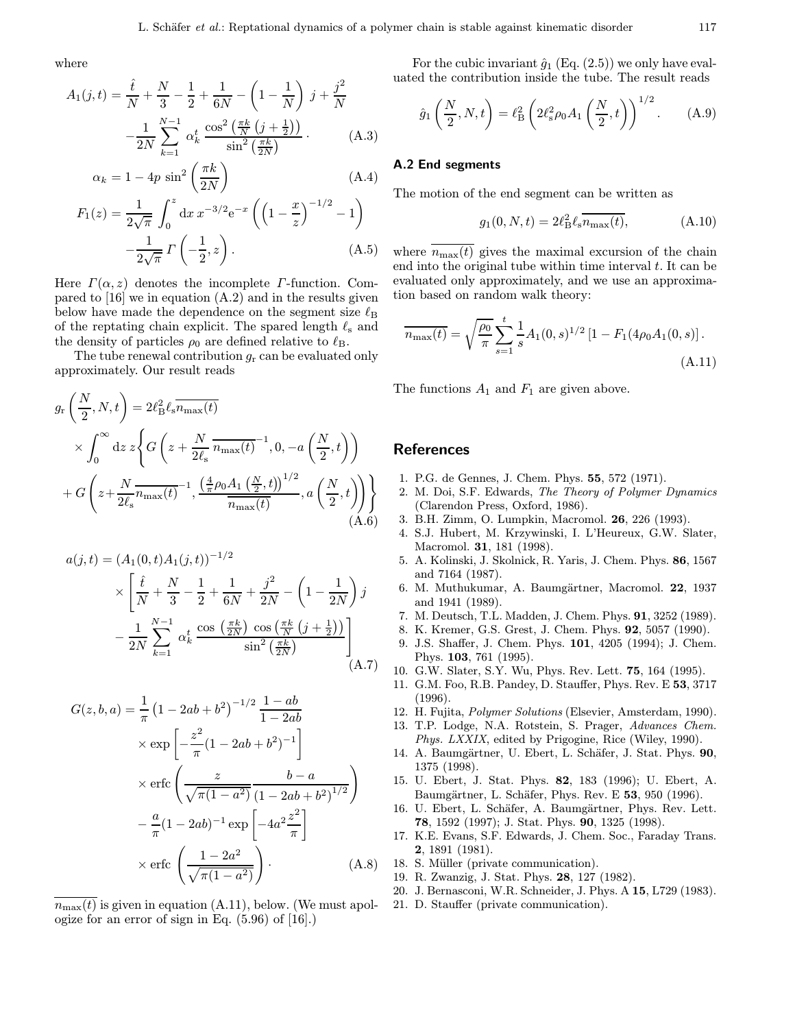where

$$A_1(j,t) = \frac{\hat{t}}{N} + \frac{N}{3} - \frac{1}{2} + \frac{1}{6N} - \left(1 - \frac{1}{N}\right) j + \frac{j^2}{N} - \frac{1}{2N} \sum_{k=1}^{N-1} \alpha_k^t \frac{\cos^2\left(\frac{\pi k}{N}\left(j+\frac{1}{2}\right)\right)}{\sin^2\left(\frac{\pi k}{2N}\right)} . \tag{A.3}$$

$$\alpha_k = 1 - 4p \sin^2\left(\frac{\pi k}{2N}\right) \tag{A.4}$$

$$F_1(z) = \frac{1}{2\sqrt{\pi}} \int_0^z \mathrm{d}x\, x^{-3/2} \mathrm{e}^{-x} \left(\left(1 - \frac{x}{z}\right)^{-1/2} - 1\right) - \frac{1}{2\sqrt{\pi}} \Gamma\left(-\frac{1}{2}, z\right). \tag{A.5}$$

Here $\Gamma(\alpha, z)$ denotes the incomplete $\Gamma$-function. Compared to [16] we in equation (A.2) and in the results given below have made the dependence on the segment size $\ell_\mathrm{B}$ of the reptating chain explicit. The spared length $\ell_\mathrm{s}$ and the density of particles $\rho_0$ are defined relative to $\ell_\mathrm{B}$.

The tube renewal contribution $g_\mathrm{r}$ can be evaluated only approximately. Our result reads

$$g_\mathrm{r}\left(\frac{N}{2}, N, t\right) = 2\ell_\mathrm{B}^2 \ell_\mathrm{s} \overline{n_\mathrm{max}(t)} \times \int_0^\infty \mathrm{d}z\, z \left\{ G\left(z + \frac{N}{2\ell_\mathrm{s}} \overline{n_\mathrm{max}(t)}^{-1}, 0, -a\left(\frac{N}{2}, t\right)\right) + G\left(z + \frac{N}{2\ell_\mathrm{s}} \overline{n_\mathrm{max}(t)}^{-1}, \frac{\left(\frac{4}{\pi}\rho_0 A_1\left(\frac{N}{2}, t\right)\right)^{1/2}}{\overline{n_\mathrm{max}(t)}}, a\left(\frac{N}{2}, t\right)\right) \right\} \tag{A.6}$$

$$a(j,t) = \left(A_1(0,t) A_1(j,t)\right)^{-1/2} \times \left[\frac{\hat{t}}{N} + \frac{N}{3} - \frac{1}{2} + \frac{1}{6N} + \frac{j^2}{2N} - \left(1 - \frac{1}{2N}\right) j - \frac{1}{2N} \sum_{k=1}^{N-1} \alpha_k^t \frac{\cos\left(\frac{\pi k}{2N}\right) \cos\left(\frac{\pi k}{N}\left(j+\frac{1}{2}\right)\right)}{\sin^2\left(\frac{\pi k}{2N}\right)}\right] \tag{A.7}$$

$$G(z,b,a) = \frac{1}{\pi}\left(1 - 2ab + b^2\right)^{-1/2} \frac{1 - ab}{1 - 2ab} \times \exp\left[-\frac{z^2}{\pi}(1 - 2ab + b^2)^{-1}\right] \times \operatorname{erfc}\left(\frac{z}{\sqrt{\pi(1-a^2)}} \frac{b - a}{\left(1 - 2ab + b^2\right)^{1/2}}\right) - \frac{a}{\pi}(1 - 2ab)^{-1} \exp\left[-4a^2 \frac{z^2}{\pi}\right] \times \operatorname{erfc}\left(\frac{1 - 2a^2}{\sqrt{\pi(1-a^2)}}\right). \tag{A.8}$$

$\overline{n_\mathrm{max}(t)}$ is given in equation (A.11), below. (We must apologize for an error of sign in Eq. (5.96) of [16].)

For the cubic invariant $\hat{g}_1$ (Eq. (2.5)) we only have evaluated the contribution inside the tube. The result reads

$$\hat{g}_1\left(\frac{N}{2}, N, t\right) = \ell_\mathrm{B}^2 \left(2\ell_\mathrm{s}^2 \rho_0 A_1\left(\frac{N}{2}, t\right)\right)^{1/2}. \tag{A.9}$$

### A.2 End segments

The motion of the end segment can be written as

$$g_1(0, N, t) = 2\ell_\mathrm{B}^2 \ell_\mathrm{s} \overline{n_\mathrm{max}(t)}, \tag{A.10}$$

where $\overline{n_\mathrm{max}(t)}$ gives the maximal excursion of the chain end into the original tube within time interval $t$. It can be evaluated only approximately, and we use an approximation based on random walk theory:

$$\overline{n_\mathrm{max}(t)} = \sqrt{\frac{\rho_0}{\pi}} \sum_{s=1}^{t} \frac{1}{s} A_1(0,s)^{1/2} \left[1 - F_1(4\rho_0 A_1(0,s))\right]. \tag{A.11}$$

The functions $A_1$ and $F_1$ are given above.

## References

1. P.G. de Gennes, J. Chem. Phys. **55**, 572 (1971).
2. M. Doi, S.F. Edwards, *The Theory of Polymer Dynamics* (Clarendon Press, Oxford, 1986).
3. B.H. Zimm, O. Lumpkin, Macromol. **26**, 226 (1993).
4. S.J. Hubert, M. Krzywinski, I. L'Heureux, G.W. Slater, Macromol. **31**, 181 (1998).
5. A. Kolinski, J. Skolnick, R. Yaris, J. Chem. Phys. **86**, 1567 and 7164 (1987).
6. M. Muthukumar, A. Baumgärtner, Macromol. **22**, 1937 and 1941 (1989).
7. M. Deutsch, T.L. Madden, J. Chem. Phys. **91**, 3252 (1989).
8. K. Kremer, G.S. Grest, J. Chem. Phys. **92**, 5057 (1990).
9. J.S. Shaffer, J. Chem. Phys. **101**, 4205 (1994); J. Chem. Phys. **103**, 761 (1995).
10. G.W. Slater, S.Y. Wu, Phys. Rev. Lett. **75**, 164 (1995).
11. G.M. Foo, R.B. Pandey, D. Stauffer, Phys. Rev. E **53**, 3717 (1996).
12. H. Fujita, *Polymer Solutions* (Elsevier, Amsterdam, 1990).
13. T.P. Lodge, N.A. Rotstein, S. Prager, *Advances Chem. Phys. LXXIX*, edited by Prigogine, Rice (Wiley, 1990).
14. A. Baumgärtner, U. Ebert, L. Schäfer, J. Stat. Phys. **90**, 1375 (1998).
15. U. Ebert, J. Stat. Phys. **82**, 183 (1996); U. Ebert, A. Baumgärtner, L. Schäfer, Phys. Rev. E **53**, 950 (1996).
16. U. Ebert, L. Schäfer, A. Baumgärtner, Phys. Rev. Lett. **78**, 1592 (1997); J. Stat. Phys. **90**, 1325 (1998).
17. K.E. Evans, S.F. Edwards, J. Chem. Soc., Faraday Trans. **2**, 1891 (1981).
18. S. Müller (private communication).
19. R. Zwanzig, J. Stat. Phys. **28**, 127 (1982).
20. J. Bernasconi, W.R. Schneider, J. Phys. A **15**, L729 (1983).
21. D. Stauffer (private communication).